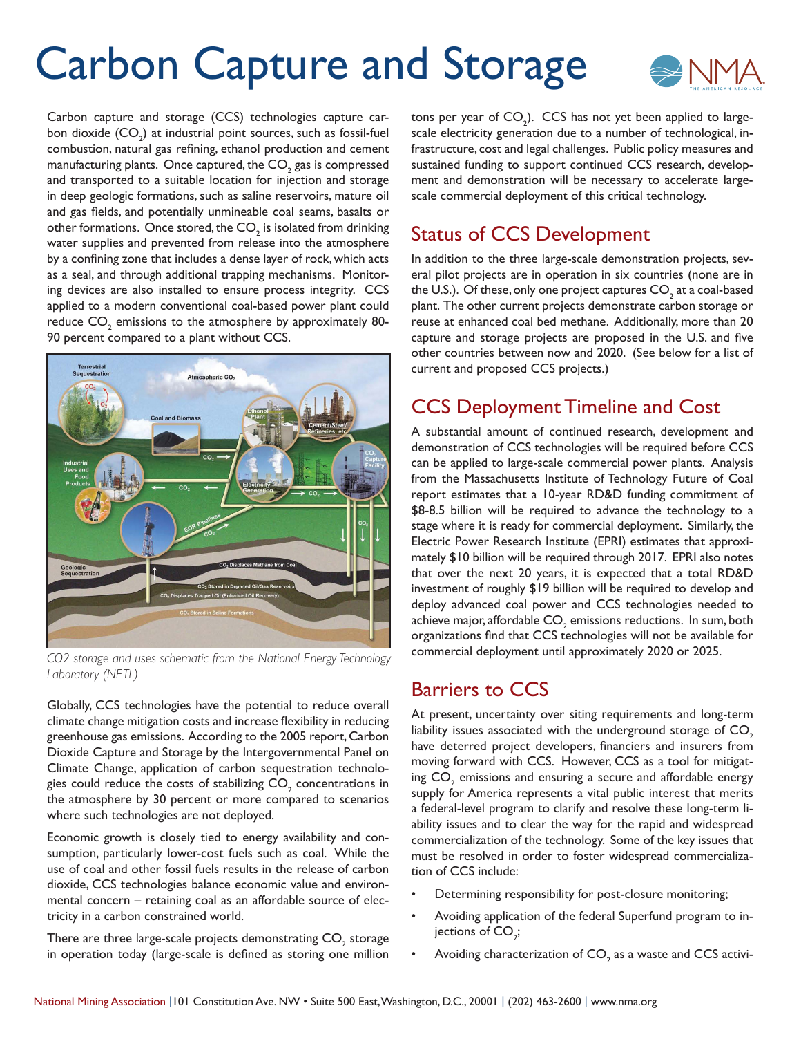# Carbon Capture and Storage

Carbon capture and storage (CCS) technologies capture carbon dioxide ($CO_2$) at industrial point sources, such as fossil-fuel combustion, natural gas refining, ethanol production and cement manufacturing plants. Once captured, the $CO_2$ gas is compressed and transported to a suitable location for injection and storage in deep geologic formations, such as saline reservoirs, mature oil and gas fields, and potentially unmineable coal seams, basalts or other formations. Once stored, the $CO_2$ is isolated from drinking water supplies and prevented from release into the atmosphere by a confining zone that includes a dense layer of rock, which acts as a seal, and through additional trapping mechanisms. Monitoring devices are also installed to ensure process integrity. CCS applied to a modern conventional coal-based power plant could reduce $CO_2$ emissions to the atmosphere by approximately 80-90 percent compared to a plant without CCS.

*CO2 storage and uses schematic from the National Energy Technology Laboratory (NETL)*

Globally, CCS technologies have the potential to reduce overall climate change mitigation costs and increase flexibility in reducing greenhouse gas emissions. According to the 2005 report, Carbon Dioxide Capture and Storage by the Intergovernmental Panel on Climate Change, application of carbon sequestration technologies could reduce the costs of stabilizing $CO_2$ concentrations in the atmosphere by 30 percent or more compared to scenarios where such technologies are not deployed.

Economic growth is closely tied to energy availability and consumption, particularly lower-cost fuels such as coal. While the use of coal and other fossil fuels results in the release of carbon dioxide, CCS technologies balance economic value and environmental concern – retaining coal as an affordable source of electricity in a carbon constrained world.

There are three large-scale projects demonstrating $CO_2$ storage in operation today (large-scale is defined as storing one million tons per year of $CO_2$). CCS has not yet been applied to large-scale electricity generation due to a number of technological, infrastructure, cost and legal challenges. Public policy measures and sustained funding to support continued CCS research, development and demonstration will be necessary to accelerate large-scale commercial deployment of this critical technology.

## Status of CCS Development

In addition to the three large-scale demonstration projects, several pilot projects are in operation in six countries (none are in the U.S.). Of these, only one project captures $CO_2$ at a coal-based plant. The other current projects demonstrate carbon storage or reuse at enhanced coal bed methane. Additionally, more than 20 capture and storage projects are proposed in the U.S. and five other countries between now and 2020. (See below for a list of current and proposed CCS projects.)

## CCS Deployment Timeline and Cost

A substantial amount of continued research, development and demonstration of CCS technologies will be required before CCS can be applied to large-scale commercial power plants. Analysis from the Massachusetts Institute of Technology Future of Coal report estimates that a 10-year RD&D funding commitment of \$8-8.5 billion will be required to advance the technology to a stage where it is ready for commercial deployment. Similarly, the Electric Power Research Institute (EPRI) estimates that approximately \$10 billion will be required through 2017. EPRI also notes that over the next 20 years, it is expected that a total RD&D investment of roughly \$19 billion will be required to develop and deploy advanced coal power and CCS technologies needed to achieve major, affordable $CO_2$ emissions reductions. In sum, both organizations find that CCS technologies will not be available for commercial deployment until approximately 2020 or 2025.

## Barriers to CCS

At present, uncertainty over siting requirements and long-term liability issues associated with the underground storage of $CO_2$ have deterred project developers, financiers and insurers from moving forward with CCS. However, CCS as a tool for mitigating $CO_2$ emissions and ensuring a secure and affordable energy supply for America represents a vital public interest that merits a federal-level program to clarify and resolve these long-term liability issues and to clear the way for the rapid and widespread commercialization of the technology. Some of the key issues that must be resolved in order to foster widespread commercialization of CCS include:

- Determining responsibility for post-closure monitoring;
- Avoiding application of the federal Superfund program to injections of $CO_2$;
- Avoiding characterization of $CO_2$ as a waste and CCS activi-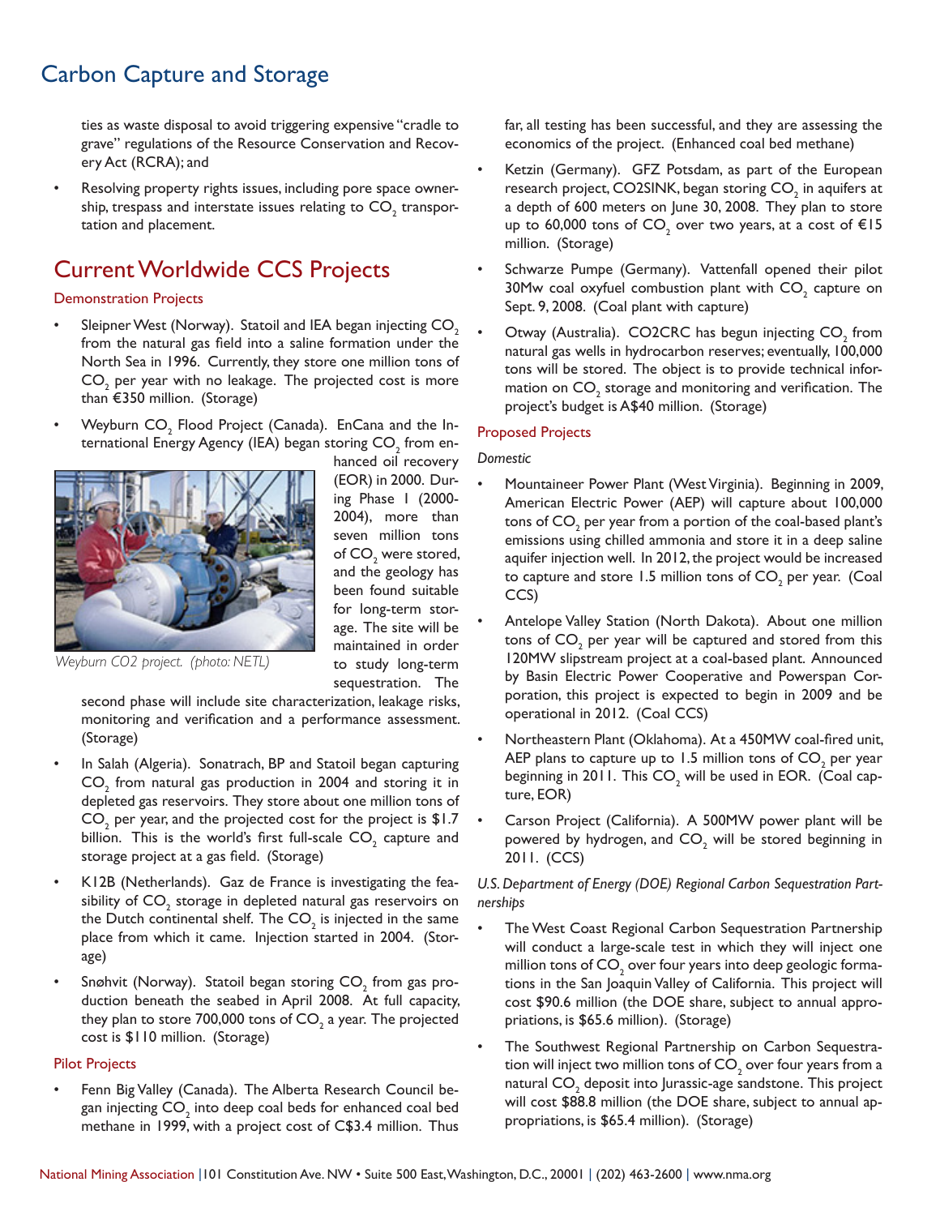ties as waste disposal to avoid triggering expensive "cradle to grave" regulations of the Resource Conservation and Recovery Act (RCRA); and

- Resolving property rights issues, including pore space ownership, trespass and interstate issues relating to $CO_2$ transportation and placement.

## Current Worldwide CCS Projects

### Demonstration Projects

- Sleipner West (Norway). Statoil and IEA began injecting $CO_2$ from the natural gas field into a saline formation under the North Sea in 1996. Currently, they store one million tons of $CO_2$ per year with no leakage. The projected cost is more than €350 million. (Storage)
- Weyburn $CO_2$ Flood Project (Canada). EnCana and the International Energy Agency (IEA) began storing $CO_2$ from enhanced oil recovery (EOR) in 2000. During Phase I (2000-2004), more than seven million tons of $CO_2$ were stored, and the geology has been found suitable for long-term storage. The site will be maintained in order to study long-term sequestration. The second phase will include site characterization, leakage risks, monitoring and verification and a performance assessment. (Storage)

*Weyburn CO2 project. (photo: NETL)*

- In Salah (Algeria). Sonatrach, BP and Statoil began capturing $CO_2$ from natural gas production in 2004 and storing it in depleted gas reservoirs. They store about one million tons of $CO_2$ per year, and the projected cost for the project is $1.7 billion. This is the world's first full-scale $CO_2$ capture and storage project at a gas field. (Storage)
- K12B (Netherlands). Gaz de France is investigating the feasibility of $CO_2$ storage in depleted natural gas reservoirs on the Dutch continental shelf. The $CO_2$ is injected in the same place from which it came. Injection started in 2004. (Storage)
- Snøhvit (Norway). Statoil began storing $CO_2$ from gas production beneath the seabed in April 2008. At full capacity, they plan to store 700,000 tons of $CO_2$ a year. The projected cost is $110 million. (Storage)

### Pilot Projects

- Fenn Big Valley (Canada). The Alberta Research Council began injecting $CO_2$ into deep coal beds for enhanced coal bed methane in 1999, with a project cost of C$3.4 million. Thus far, all testing has been successful, and they are assessing the economics of the project. (Enhanced coal bed methane)
- Ketzin (Germany). GFZ Potsdam, as part of the European research project, CO2SINK, began storing $CO_2$ in aquifers at a depth of 600 meters on June 30, 2008. They plan to store up to 60,000 tons of $CO_2$ over two years, at a cost of €15 million. (Storage)
- Schwarze Pumpe (Germany). Vattenfall opened their pilot 30Mw coal oxyfuel combustion plant with $CO_2$ capture on Sept. 9, 2008. (Coal plant with capture)
- Otway (Australia). CO2CRC has begun injecting $CO_2$ from natural gas wells in hydrocarbon reserves; eventually, 100,000 tons will be stored. The object is to provide technical information on $CO_2$ storage and monitoring and verification. The project's budget is A$40 million. (Storage)

### Proposed Projects

*Domestic*

- Mountaineer Power Plant (West Virginia). Beginning in 2009, American Electric Power (AEP) will capture about 100,000 tons of $CO_2$ per year from a portion of the coal-based plant's emissions using chilled ammonia and store it in a deep saline aquifer injection well. In 2012, the project would be increased to capture and store 1.5 million tons of $CO_2$ per year. (Coal CCS)
- Antelope Valley Station (North Dakota). About one million tons of $CO_2$ per year will be captured and stored from this 120MW slipstream project at a coal-based plant. Announced by Basin Electric Power Cooperative and Powerspan Corporation, this project is expected to begin in 2009 and be operational in 2012. (Coal CCS)
- Northeastern Plant (Oklahoma). At a 450MW coal-fired unit, AEP plans to capture up to 1.5 million tons of $CO_2$ per year beginning in 2011. This $CO_2$ will be used in EOR. (Coal capture, EOR)
- Carson Project (California). A 500MW power plant will be powered by hydrogen, and $CO_2$ will be stored beginning in 2011. (CCS)

*U.S. Department of Energy (DOE) Regional Carbon Sequestration Partnerships*

- The West Coast Regional Carbon Sequestration Partnership will conduct a large-scale test in which they will inject one million tons of $CO_2$ over four years into deep geologic formations in the San Joaquin Valley of California. This project will cost $90.6 million (the DOE share, subject to annual appropriations, is $65.6 million). (Storage)
- The Southwest Regional Partnership on Carbon Sequestration will inject two million tons of $CO_2$ over four years from a natural $CO_2$ deposit into Jurassic-age sandstone. This project will cost $88.8 million (the DOE share, subject to annual appropriations, is $65.4 million). (Storage)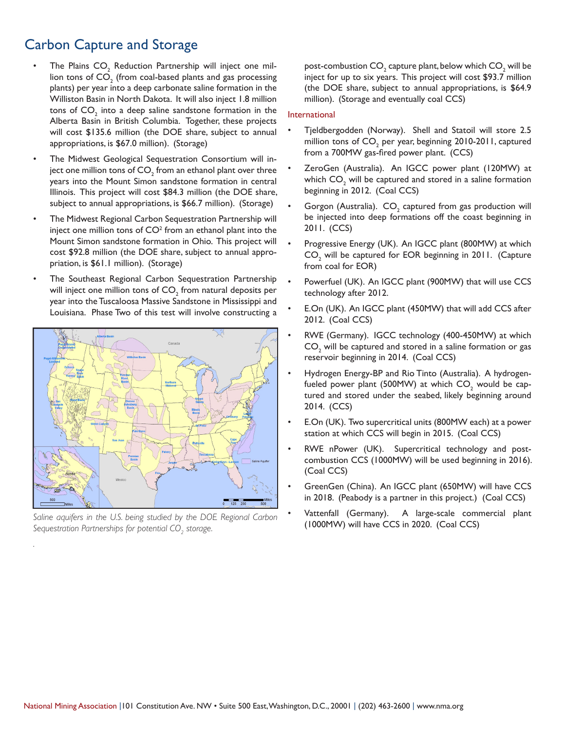# Carbon Capture and Storage

- The Plains $CO_2$ Reduction Partnership will inject one million tons of $CO_2$ (from coal-based plants and gas processing plants) per year into a deep carbonate saline formation in the Williston Basin in North Dakota. It will also inject 1.8 million tons of $CO_2$ into a deep saline sandstone formation in the Alberta Basin in British Columbia. Together, these projects will cost $135.6 million (the DOE share, subject to annual appropriations, is $67.0 million). (Storage)
- The Midwest Geological Sequestration Consortium will inject one million tons of $CO_2$ from an ethanol plant over three years into the Mount Simon sandstone formation in central Illinois. This project will cost $84.3 million (the DOE share, subject to annual appropriations, is $66.7 million). (Storage)
- The Midwest Regional Carbon Sequestration Partnership will inject one million tons of $CO^2$ from an ethanol plant into the Mount Simon sandstone formation in Ohio. This project will cost $92.8 million (the DOE share, subject to annual appropriation, is $61.1 million). (Storage)
- The Southeast Regional Carbon Sequestration Partnership will inject one million tons of $CO_2$ from natural deposits per year into the Tuscaloosa Massive Sandstone in Mississippi and Louisiana. Phase Two of this test will involve constructing a post-combustion $CO_2$ capture plant, below which $CO_2$ will be inject for up to six years. This project will cost $93.7 million (the DOE share, subject to annual appropriations, is $64.9 million). (Storage and eventually coal CCS)

Alberta Basin
Canada
Puget Sound Consolidated
Puget-Willamette Lowland
Williston Basin
Ochoco
Snake River Basin
Harney Basin
Powder River Basin
Northern Midwest
San Joaquin Valley
Great Basin
Denver Julesburg Basin
Mount Simon
Illinois Basin
Lower Potomac
Oriskany
St Peter
Glenn Canyon
Palo Duro
San Juan
Pottsville
Cape Fear
Paluxy
Permian Basin
Tuscaloosa
Jasper
Cedar Keys - Lawson
Saline Aquifer
Frio
Mexico
Alaska
500 Miles
0 125 250 500 Miles

*Saline aquifers in the U.S. being studied by the DOE Regional Carbon Sequestration Partnerships for potential $CO_2$ storage.*

### International

- Tjeldbergodden (Norway). Shell and Statoil will store 2.5 million tons of $CO_2$ per year, beginning 2010-2011, captured from a 700MW gas-fired power plant. (CCS)
- ZeroGen (Australia). An IGCC power plant (120MW) at which $CO_2$ will be captured and stored in a saline formation beginning in 2012. (Coal CCS)
- Gorgon (Australia). $CO_2$ captured from gas production will be injected into deep formations off the coast beginning in 2011. (CCS)
- Progressive Energy (UK). An IGCC plant (800MW) at which $CO_2$ will be captured for EOR beginning in 2011. (Capture from coal for EOR)
- Powerfuel (UK). An IGCC plant (900MW) that will use CCS technology after 2012.
- E.On (UK). An IGCC plant (450MW) that will add CCS after 2012. (Coal CCS)
- RWE (Germany). IGCC technology (400-450MW) at which $CO_2$ will be captured and stored in a saline formation or gas reservoir beginning in 2014. (Coal CCS)
- Hydrogen Energy-BP and Rio Tinto (Australia). A hydrogen-fueled power plant (500MW) at which $CO_2$ would be captured and stored under the seabed, likely beginning around 2014. (CCS)
- E.On (UK). Two supercritical units (800MW each) at a power station at which CCS will begin in 2015. (Coal CCS)
- RWE nPower (UK). Supercritical technology and post-combustion CCS (1000MW) will be used beginning in 2016). (Coal CCS)
- GreenGen (China). An IGCC plant (650MW) will have CCS in 2018. (Peabody is a partner in this project.) (Coal CCS)
- Vattenfall (Germany). A large-scale commercial plant (1000MW) will have CCS in 2020. (Coal CCS)